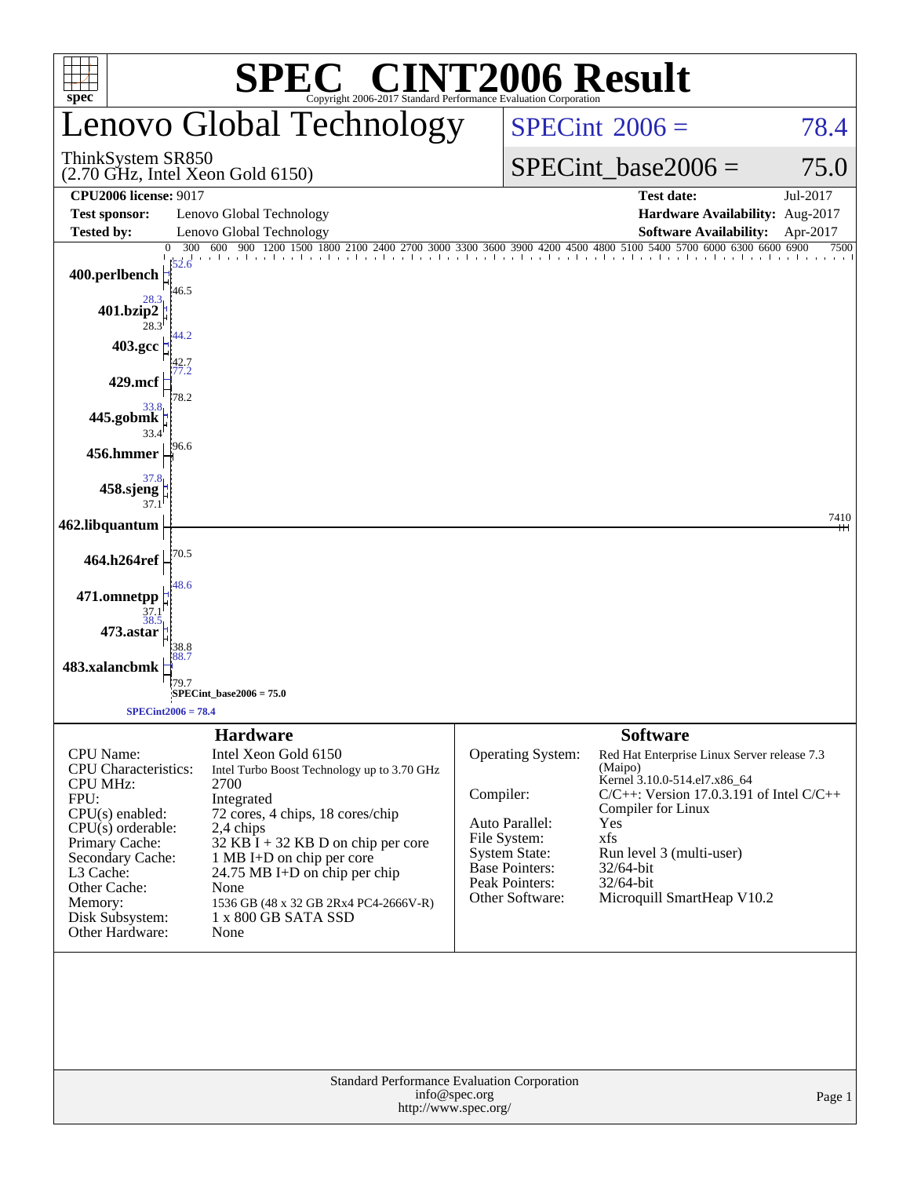# SPEC® CINT2006 Result

Copyright 2006-2017 Standard Performance Evaluation Corporation

## Lenovo Global Technology

ThinkSystem SR850
(2.70 GHz, Intel Xeon Gold 6150)

SPECint 2006 = 78.4

SPECint_base2006 = 75.0

| | | | |
|---|---|---|---|
| **CPU2006 license:** 9017 | | **Test date:** | Jul-2017 |
| **Test sponsor:** | Lenovo Global Technology | **Hardware Availability:** | Aug-2017 |
| **Tested by:** | Lenovo Global Technology | **Software Availability:** | Apr-2017 |

| Benchmark | Peak | Base |
|---|---|---|
| 400.perlbench | 52.6 | 46.5 |
| 401.bzip2 | 28.3 | 28.3 |
| 403.gcc | 44.2 | 42.7 |
| 429.mcf | 77.2 | 78.2 |
| 445.gobmk | 33.8 | 33.4 |
| 456.hmmer | | 96.6 |
| 458.sjeng | 37.8 | 37.1 |
| 462.libquantum | | 7410 |
| 464.h264ref | | 70.5 |
| 471.omnetpp | 48.6 | 37.1 |
| 473.astar | 38.5 | 38.8 |
| 483.xalancbmk | 88.7 | 79.7 |

SPECint_base2006 = 75.0

SPECint2006 = 78.4

### Hardware

| | |
|---|---|
| CPU Name: | Intel Xeon Gold 6150 |
| CPU Characteristics: | Intel Turbo Boost Technology up to 3.70 GHz |
| CPU MHz: | 2700 |
| FPU: | Integrated |
| CPU(s) enabled: | 72 cores, 4 chips, 18 cores/chip |
| CPU(s) orderable: | 2,4 chips |
| Primary Cache: | 32 KB I + 32 KB D on chip per core |
| Secondary Cache: | 1 MB I+D on chip per core |
| L3 Cache: | 24.75 MB I+D on chip per chip |
| Other Cache: | None |
| Memory: | 1536 GB (48 x 32 GB 2Rx4 PC4-2666V-R) |
| Disk Subsystem: | 1 x 800 GB SATA SSD |
| Other Hardware: | None |

### Software

| | |
|---|---|
| Operating System: | Red Hat Enterprise Linux Server release 7.3 (Maipo) Kernel 3.10.0-514.el7.x86_64 |
| Compiler: | C/C++: Version 17.0.3.191 of Intel C/C++ Compiler for Linux |
| Auto Parallel: | Yes |
| File System: | xfs |
| System State: | Run level 3 (multi-user) |
| Base Pointers: | 32/64-bit |
| Peak Pointers: | 32/64-bit |
| Other Software: | Microquill SmartHeap V10.2 |

Standard Performance Evaluation Corporation
info@spec.org
http://www.spec.org/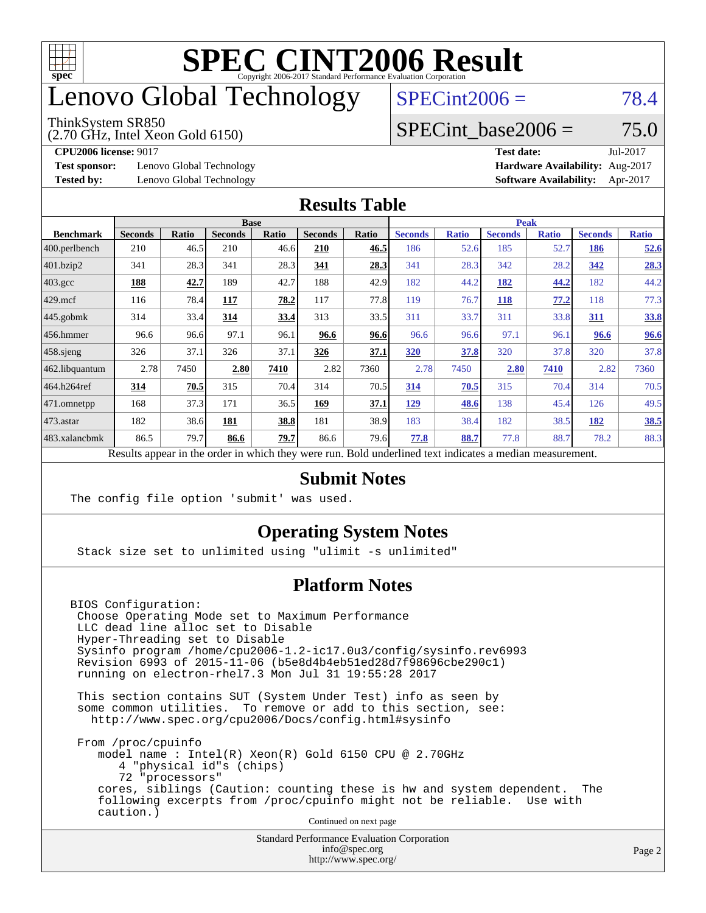# SPEC CINT2006 Result

Copyright 2006-2017 Standard Performance Evaluation Corporation

# Lenovo Global Technology

ThinkSystem SR850
(2.70 GHz, Intel Xeon Gold 6150)

SPECint2006 = 78.4

SPECint_base2006 = 75.0

**CPU2006 license:** 9017
**Test sponsor:** Lenovo Global Technology
**Tested by:** Lenovo Global Technology

**Test date:** Jul-2017
**Hardware Availability:** Aug-2017
**Software Availability:** Apr-2017

## Results Table

| Benchmark | Base | | | | | | Peak | | | | | |
|---|---|---|---|---|---|---|---|---|---|---|---|---|
| | Seconds | Ratio | Seconds | Ratio | Seconds | Ratio | Seconds | Ratio | Seconds | Ratio | Seconds | Ratio |
| 400.perlbench | 210 | 46.5 | 210 | 46.6 | **210** | **46.5** | 186 | 52.6 | 185 | 52.7 | **186** | **52.6** |
| 401.bzip2 | 341 | 28.3 | 341 | 28.3 | **341** | **28.3** | 341 | 28.3 | 342 | 28.2 | **342** | **28.3** |
| 403.gcc | **188** | **42.7** | 189 | 42.7 | 188 | 42.9 | 182 | 44.2 | **182** | **44.2** | 182 | 44.2 |
| 429.mcf | 116 | 78.4 | **117** | **78.2** | 117 | 77.8 | 119 | 76.7 | **118** | **77.2** | 118 | 77.3 |
| 445.gobmk | 314 | 33.4 | **314** | **33.4** | 313 | 33.5 | 311 | 33.7 | 311 | 33.8 | **311** | **33.8** |
| 456.hmmer | 96.6 | 96.6 | 97.1 | 96.1 | **96.6** | **96.6** | 96.6 | 96.6 | 97.1 | 96.1 | **96.6** | **96.6** |
| 458.sjeng | 326 | 37.1 | 326 | 37.1 | **326** | **37.1** | **320** | **37.8** | 320 | 37.8 | 320 | 37.8 |
| 462.libquantum | 2.78 | 7450 | **2.80** | **7410** | 2.82 | 7360 | 2.78 | 7450 | **2.80** | **7410** | 2.82 | 7360 |
| 464.h264ref | **314** | **70.5** | 315 | 70.4 | 314 | 70.5 | **314** | **70.5** | 315 | 70.4 | 314 | 70.5 |
| 471.omnetpp | 168 | 37.3 | 171 | 36.5 | **169** | **37.1** | **129** | **48.6** | 138 | 45.4 | 126 | 49.5 |
| 473.astar | 182 | 38.6 | **181** | **38.8** | 181 | 38.9 | 183 | 38.4 | 182 | 38.5 | **182** | **38.5** |
| 483.xalancbmk | 86.5 | 79.7 | **86.6** | **79.7** | 86.6 | 79.6 | **77.8** | **88.7** | 77.8 | 88.7 | 78.2 | 88.3 |

Results appear in the order in which they were run. Bold underlined text indicates a median measurement.

## Submit Notes

```
The config file option 'submit' was used.
```

## Operating System Notes

```
Stack size set to unlimited using "ulimit -s unlimited"
```

## Platform Notes

```
BIOS Configuration:
 Choose Operating Mode set to Maximum Performance
 LLC dead line alloc set to Disable
 Hyper-Threading set to Disable
 Sysinfo program /home/cpu2006-1.2-ic17.0u3/config/sysinfo.rev6993
 Revision 6993 of 2015-11-06 (b5e8d4b4eb51ed28d7f98696cbe290c1)
 running on electron-rhel7.3 Mon Jul 31 19:55:28 2017

 This section contains SUT (System Under Test) info as seen by
 some common utilities.  To remove or add to this section, see:
   http://www.spec.org/cpu2006/Docs/config.html#sysinfo

 From /proc/cpuinfo
    model name : Intel(R) Xeon(R) Gold 6150 CPU @ 2.70GHz
       4 "physical id"s (chips)
       72 "processors"
    cores, siblings (Caution: counting these is hw and system dependent.  The
    following excerpts from /proc/cpuinfo might not be reliable.  Use with
    caution.)
```

Continued on next page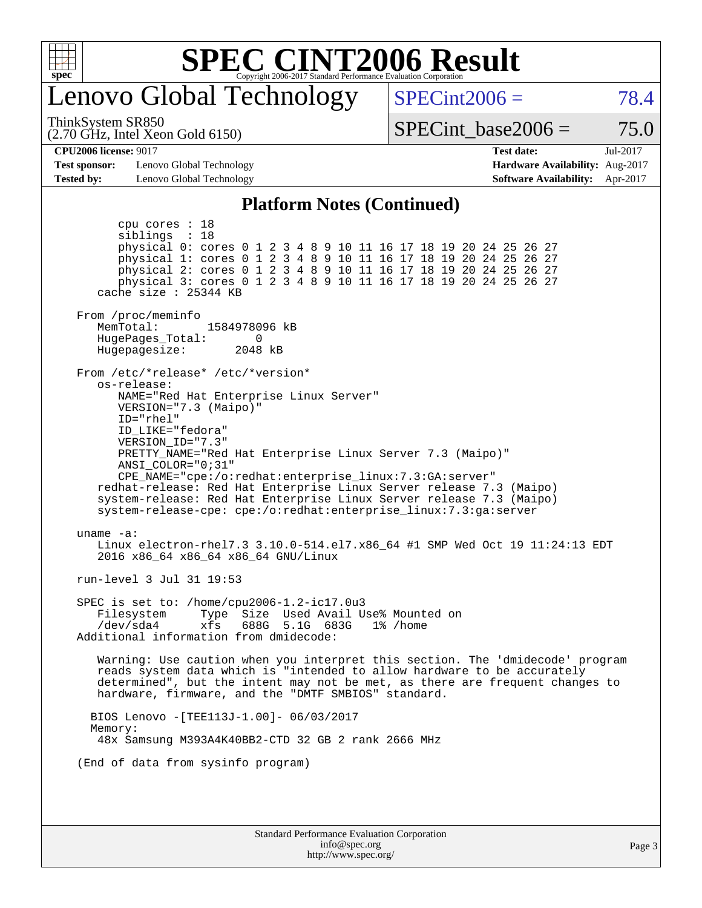# SPEC CINT2006 Result

Copyright 2006-2017 Standard Performance Evaluation Corporation

## Lenovo Global Technology

ThinkSystem SR850
(2.70 GHz, Intel Xeon Gold 6150)

SPECint2006 = 78.4

SPECint_base2006 = 75.0

**CPU2006 license:** 9017
**Test sponsor:** Lenovo Global Technology
**Tested by:** Lenovo Global Technology

**Test date:** Jul-2017
**Hardware Availability:** Aug-2017
**Software Availability:** Apr-2017

### Platform Notes (Continued)

```
        cpu cores : 18
        siblings  : 18
        physical 0: cores 0 1 2 3 4 8 9 10 11 16 17 18 19 20 24 25 26 27
        physical 1: cores 0 1 2 3 4 8 9 10 11 16 17 18 19 20 24 25 26 27
        physical 2: cores 0 1 2 3 4 8 9 10 11 16 17 18 19 20 24 25 26 27
        physical 3: cores 0 1 2 3 4 8 9 10 11 16 17 18 19 20 24 25 26 27
     cache size : 25344 KB

  From /proc/meminfo
     MemTotal:       1584978096 kB
     HugePages_Total:       0
     Hugepagesize:       2048 kB

  From /etc/*release* /etc/*version*
     os-release:
        NAME="Red Hat Enterprise Linux Server"
        VERSION="7.3 (Maipo)"
        ID="rhel"
        ID_LIKE="fedora"
        VERSION_ID="7.3"
        PRETTY_NAME="Red Hat Enterprise Linux Server 7.3 (Maipo)"
        ANSI_COLOR="0;31"
        CPE_NAME="cpe:/o:redhat:enterprise_linux:7.3:GA:server"
     redhat-release: Red Hat Enterprise Linux Server release 7.3 (Maipo)
     system-release: Red Hat Enterprise Linux Server release 7.3 (Maipo)
     system-release-cpe: cpe:/o:redhat:enterprise_linux:7.3:ga:server

  uname -a:
     Linux electron-rhel7.3 3.10.0-514.el7.x86_64 #1 SMP Wed Oct 19 11:24:13 EDT
     2016 x86_64 x86_64 x86_64 GNU/Linux

  run-level 3 Jul 31 19:53

  SPEC is set to: /home/cpu2006-1.2-ic17.0u3
     Filesystem     Type  Size  Used Avail Use% Mounted on
     /dev/sda4      xfs   688G  5.1G  683G   1% /home
  Additional information from dmidecode:

     Warning: Use caution when you interpret this section. The 'dmidecode' program
     reads system data which is "intended to allow hardware to be accurately
     determined", but the intent may not be met, as there are frequent changes to
     hardware, firmware, and the "DMTF SMBIOS" standard.

    BIOS Lenovo -[TEE113J-1.00]- 06/03/2017
    Memory:
     48x Samsung M393A4K40BB2-CTD 32 GB 2 rank 2666 MHz

  (End of data from sysinfo program)
```

Standard Performance Evaluation Corporation
info@spec.org
http://www.spec.org/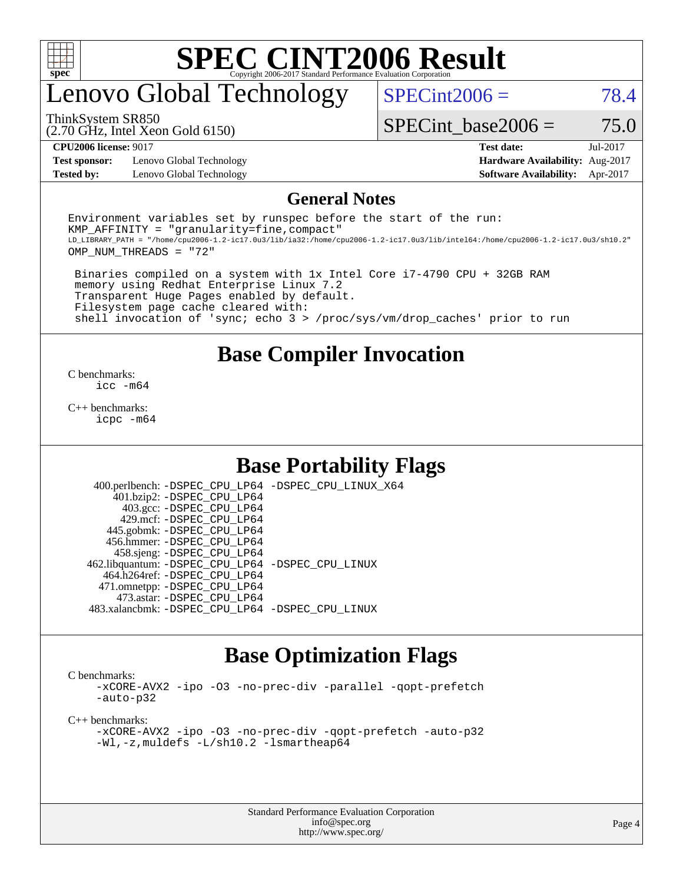# Lenovo Global Technology

ThinkSystem SR850
(2.70 GHz, Intel Xeon Gold 6150)

SPECint2006 = 78.4

SPECint_base2006 = 75.0

**CPU2006 license:** 9017
**Test sponsor:** Lenovo Global Technology
**Tested by:** Lenovo Global Technology

**Test date:** Jul-2017
**Hardware Availability:** Aug-2017
**Software Availability:** Apr-2017

## General Notes

```
Environment variables set by runspec before the start of the run:
KMP_AFFINITY = "granularity=fine,compact"
LD_LIBRARY_PATH = "/home/cpu2006-1.2-ic17.0u3/lib/ia32:/home/cpu2006-1.2-ic17.0u3/lib/intel64:/home/cpu2006-1.2-ic17.0u3/sh10.2"
OMP_NUM_THREADS = "72"

 Binaries compiled on a system with 1x Intel Core i7-4790 CPU + 32GB RAM
 memory using Redhat Enterprise Linux 7.2
 Transparent Huge Pages enabled by default.
 Filesystem page cache cleared with:
 shell invocation of 'sync; echo 3 > /proc/sys/vm/drop_caches' prior to run
```

## Base Compiler Invocation

C benchmarks:
```
icc -m64
```

C++ benchmarks:
```
icpc -m64
```

## Base Portability Flags

| Benchmark | Flags |
|---|---|
| 400.perlbench: | -DSPEC_CPU_LP64 -DSPEC_CPU_LINUX_X64 |
| 401.bzip2: | -DSPEC_CPU_LP64 |
| 403.gcc: | -DSPEC_CPU_LP64 |
| 429.mcf: | -DSPEC_CPU_LP64 |
| 445.gobmk: | -DSPEC_CPU_LP64 |
| 456.hmmer: | -DSPEC_CPU_LP64 |
| 458.sjeng: | -DSPEC_CPU_LP64 |
| 462.libquantum: | -DSPEC_CPU_LP64 -DSPEC_CPU_LINUX |
| 464.h264ref: | -DSPEC_CPU_LP64 |
| 471.omnetpp: | -DSPEC_CPU_LP64 |
| 473.astar: | -DSPEC_CPU_LP64 |
| 483.xalancbmk: | -DSPEC_CPU_LP64 -DSPEC_CPU_LINUX |

## Base Optimization Flags

C benchmarks:
```
-xCORE-AVX2 -ipo -O3 -no-prec-div -parallel -qopt-prefetch
-auto-p32
```

C++ benchmarks:
```
-xCORE-AVX2 -ipo -O3 -no-prec-div -qopt-prefetch -auto-p32
-Wl,-z,muldefs -L/sh10.2 -lsmartheap64
```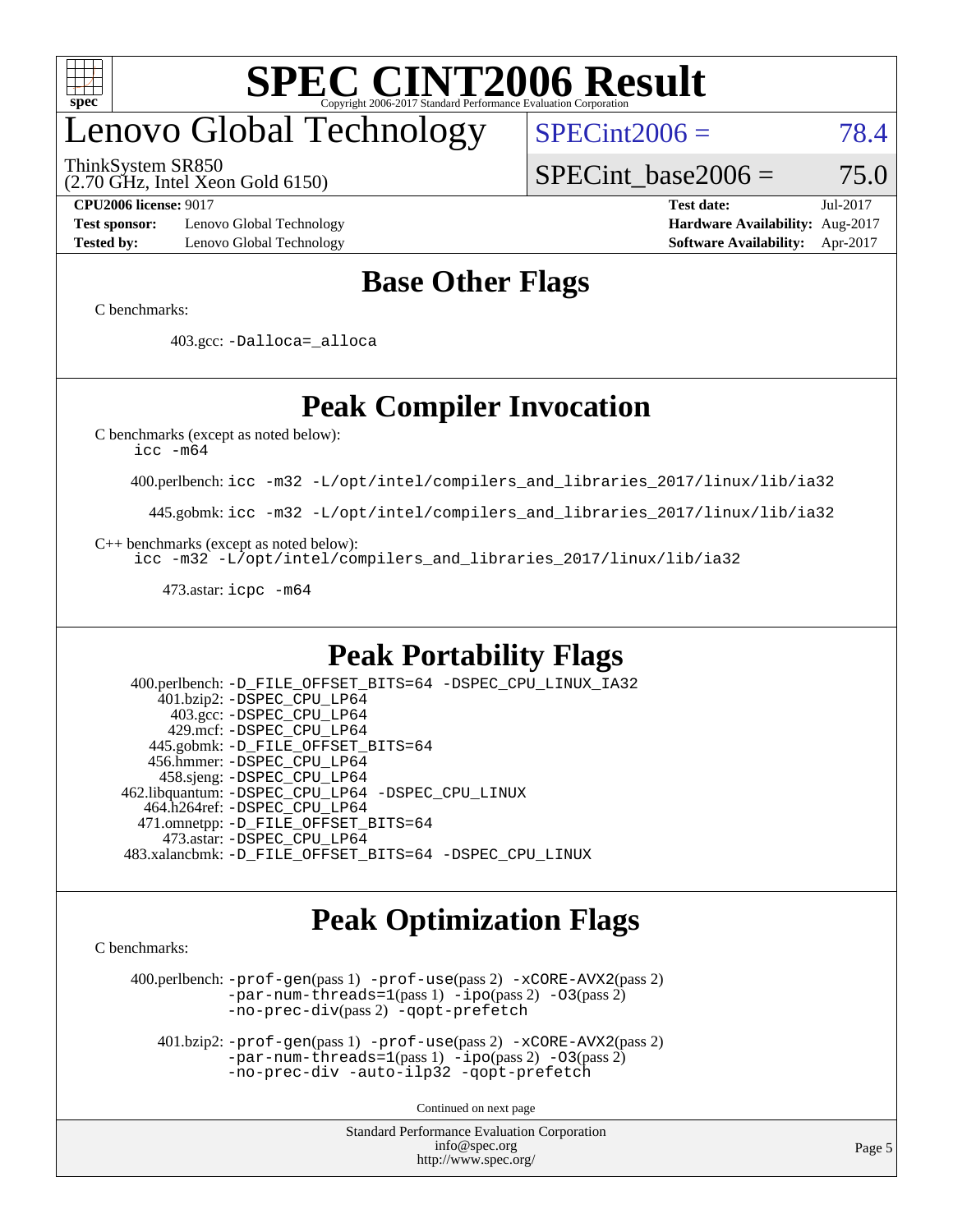# SPEC CINT2006 Result

## Lenovo Global Technology

ThinkSystem SR850
(2.70 GHz, Intel Xeon Gold 6150)

SPECint2006 = 78.4

SPECint_base2006 = 75.0

| | | | |
|---|---|---|---|
| **CPU2006 license:** 9017 | | **Test date:** | Jul-2017 |
| **Test sponsor:** | Lenovo Global Technology | **Hardware Availability:** | Aug-2017 |
| **Tested by:** | Lenovo Global Technology | **Software Availability:** | Apr-2017 |

## Base Other Flags

C benchmarks:

403.gcc: `-Dalloca=_alloca`

## Peak Compiler Invocation

C benchmarks (except as noted below):
`icc -m64`

400.perlbench: `icc -m32 -L/opt/intel/compilers_and_libraries_2017/linux/lib/ia32`

445.gobmk: `icc -m32 -L/opt/intel/compilers_and_libraries_2017/linux/lib/ia32`

C++ benchmarks (except as noted below):
`icc -m32 -L/opt/intel/compilers_and_libraries_2017/linux/lib/ia32`

473.astar: `icpc -m64`

## Peak Portability Flags

400.perlbench: `-D_FILE_OFFSET_BITS=64 -DSPEC_CPU_LINUX_IA32`
401.bzip2: `-DSPEC_CPU_LP64`
403.gcc: `-DSPEC_CPU_LP64`
429.mcf: `-DSPEC_CPU_LP64`
445.gobmk: `-D_FILE_OFFSET_BITS=64`
456.hmmer: `-DSPEC_CPU_LP64`
458.sjeng: `-DSPEC_CPU_LP64`
462.libquantum: `-DSPEC_CPU_LP64 -DSPEC_CPU_LINUX`
464.h264ref: `-DSPEC_CPU_LP64`
471.omnetpp: `-D_FILE_OFFSET_BITS=64`
473.astar: `-DSPEC_CPU_LP64`
483.xalancbmk: `-D_FILE_OFFSET_BITS=64 -DSPEC_CPU_LINUX`

## Peak Optimization Flags

C benchmarks:

400.perlbench: `-prof-gen`(pass 1) `-prof-use`(pass 2) `-xCORE-AVX2`(pass 2) `-par-num-threads=1`(pass 1) `-ipo`(pass 2) `-O3`(pass 2) `-no-prec-div`(pass 2) `-qopt-prefetch`

401.bzip2: `-prof-gen`(pass 1) `-prof-use`(pass 2) `-xCORE-AVX2`(pass 2) `-par-num-threads=1`(pass 1) `-ipo`(pass 2) `-O3`(pass 2) `-no-prec-div -auto-ilp32 -qopt-prefetch`

Continued on next page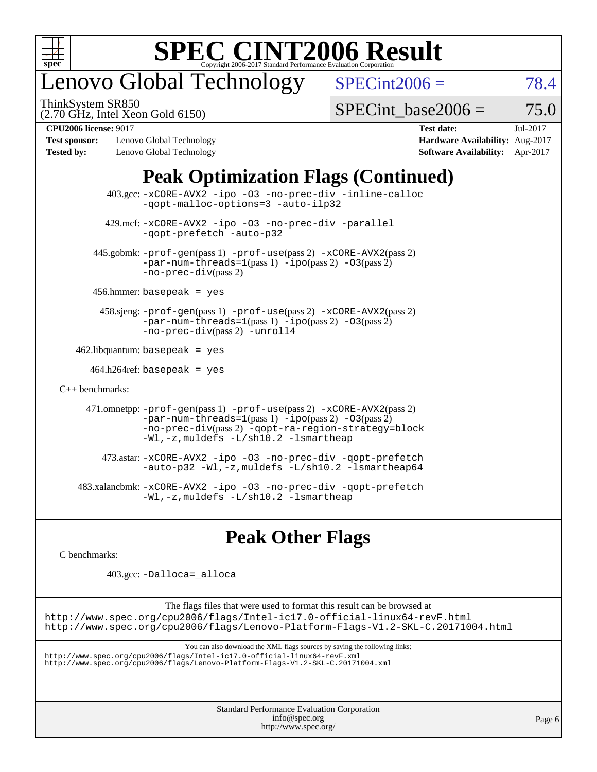# Lenovo Global Technology

ThinkSystem SR850
(2.70 GHz, Intel Xeon Gold 6150)

SPECint2006 = 78.4

SPECint_base2006 = 75.0

**CPU2006 license:** 9017
**Test sponsor:** Lenovo Global Technology
**Tested by:** Lenovo Global Technology

**Test date:** Jul-2017
**Hardware Availability:** Aug-2017
**Software Availability:** Apr-2017

## Peak Optimization Flags (Continued)

403.gcc: -xCORE-AVX2 -ipo -O3 -no-prec-div -inline-calloc -qopt-malloc-options=3 -auto-ilp32

429.mcf: -xCORE-AVX2 -ipo -O3 -no-prec-div -parallel -qopt-prefetch -auto-p32

445.gobmk: -prof-gen(pass 1) -prof-use(pass 2) -xCORE-AVX2(pass 2) -par-num-threads=1(pass 1) -ipo(pass 2) -O3(pass 2) -no-prec-div(pass 2)

456.hmmer: basepeak = yes

458.sjeng: -prof-gen(pass 1) -prof-use(pass 2) -xCORE-AVX2(pass 2) -par-num-threads=1(pass 1) -ipo(pass 2) -O3(pass 2) -no-prec-div(pass 2) -unroll4

462.libquantum: basepeak = yes

464.h264ref: basepeak = yes

C++ benchmarks:

471.omnetpp: -prof-gen(pass 1) -prof-use(pass 2) -xCORE-AVX2(pass 2) -par-num-threads=1(pass 1) -ipo(pass 2) -O3(pass 2) -no-prec-div(pass 2) -qopt-ra-region-strategy=block -Wl,-z,muldefs -L/sh10.2 -lsmartheap

473.astar: -xCORE-AVX2 -ipo -O3 -no-prec-div -qopt-prefetch -auto-p32 -Wl,-z,muldefs -L/sh10.2 -lsmartheap64

483.xalancbmk: -xCORE-AVX2 -ipo -O3 -no-prec-div -qopt-prefetch -Wl,-z,muldefs -L/sh10.2 -lsmartheap

## Peak Other Flags

C benchmarks:

403.gcc: -Dalloca=_alloca

The flags files that were used to format this result can be browsed at
http://www.spec.org/cpu2006/flags/Intel-ic17.0-official-linux64-revF.html
http://www.spec.org/cpu2006/flags/Lenovo-Platform-Flags-V1.2-SKL-C.20171004.html

You can also download the XML flags sources by saving the following links:
http://www.spec.org/cpu2006/flags/Intel-ic17.0-official-linux64-revF.xml
http://www.spec.org/cpu2006/flags/Lenovo-Platform-Flags-V1.2-SKL-C.20171004.xml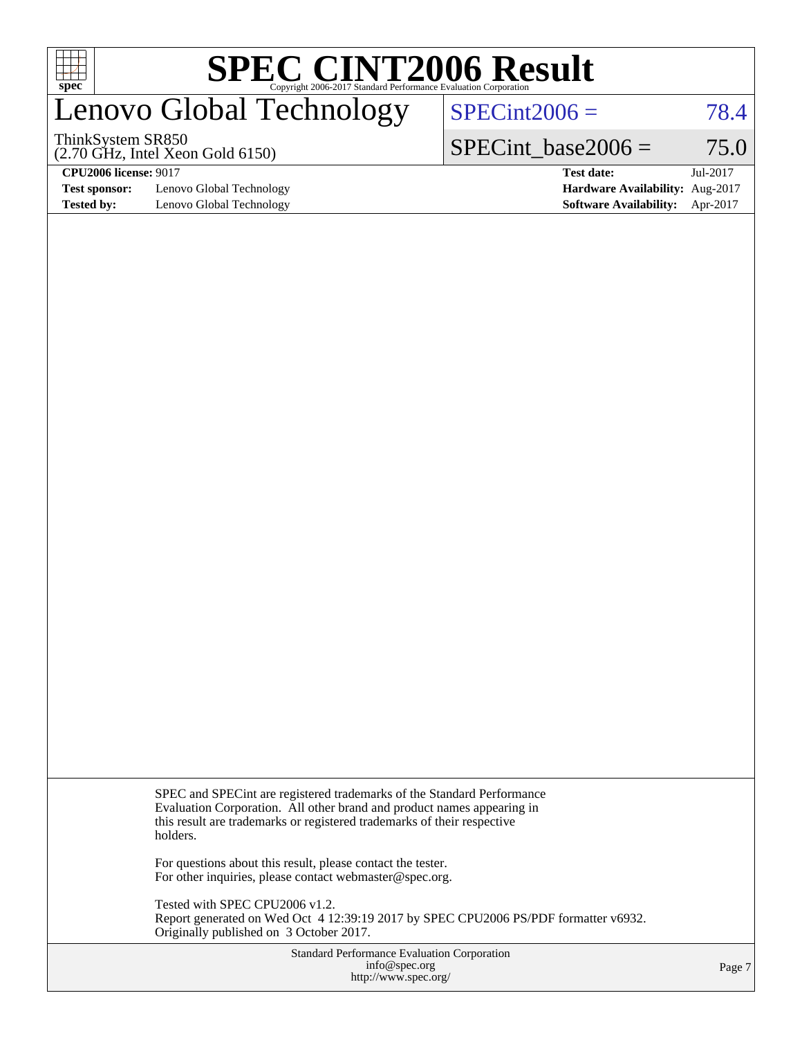SPEC and SPECint are registered trademarks of the Standard Performance Evaluation Corporation. All other brand and product names appearing in this result are trademarks or registered trademarks of their respective holders.

For questions about this result, please contact the tester.
For other inquiries, please contact webmaster@spec.org.

Tested with SPEC CPU2006 v1.2.
Report generated on Wed Oct 4 12:39:19 2017 by SPEC CPU2006 PS/PDF formatter v6932.
Originally published on 3 October 2017.